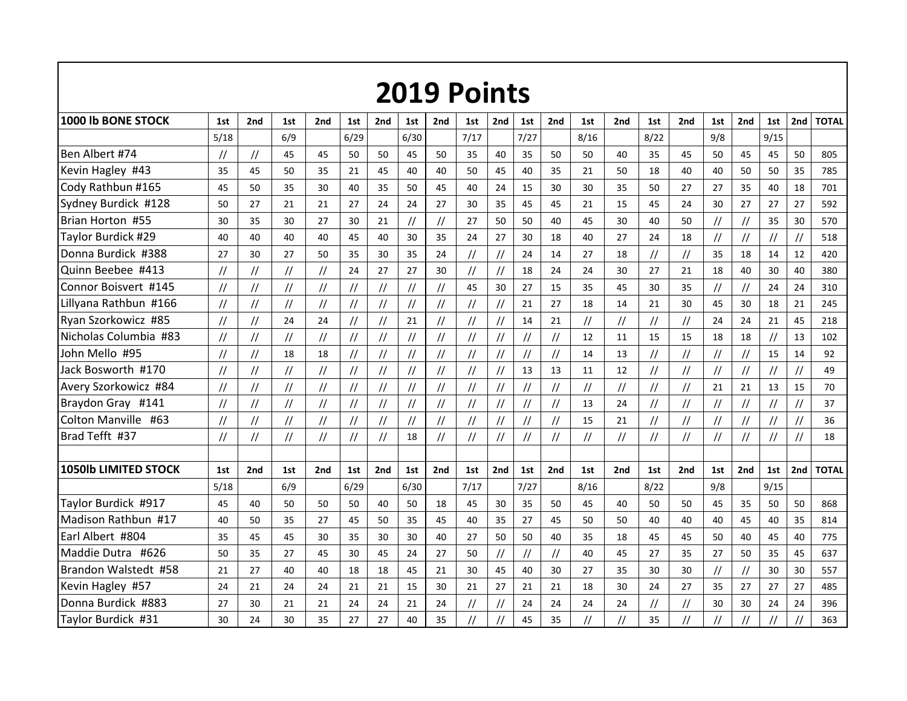# 2019 Points

| 1000 lb BONE STOCK | 1st | 2nd | 1st | 2nd | 1st | 2nd | 1st | 2nd | 1st | 2nd | 1st | 2nd | 1st | 2nd | 1st | 2nd | 1st | 2nd | 1st | 2nd | TOTAL |
|---|---|---|---|---|---|---|---|---|---|---|---|---|---|---|---|---|---|---|---|---|---|
| | 5/18 | | 6/9 | | 6/29 | | 6/30 | | 7/17 | | 7/27 | | 8/16 | | 8/22 | | 9/8 | | 9/15 | | |
| Ben Albert #74 | // | // | 45 | 45 | 50 | 50 | 45 | 50 | 35 | 40 | 35 | 50 | 50 | 40 | 35 | 45 | 50 | 45 | 45 | 50 | 805 |
| Kevin Hagley #43 | 35 | 45 | 50 | 35 | 21 | 45 | 40 | 40 | 50 | 45 | 40 | 35 | 21 | 50 | 18 | 40 | 40 | 50 | 50 | 35 | 785 |
| Cody Rathbun #165 | 45 | 50 | 35 | 30 | 40 | 35 | 50 | 45 | 40 | 24 | 15 | 30 | 30 | 35 | 50 | 27 | 27 | 35 | 40 | 18 | 701 |
| Sydney Burdick #128 | 50 | 27 | 21 | 21 | 27 | 24 | 24 | 27 | 30 | 35 | 45 | 45 | 21 | 15 | 45 | 24 | 30 | 27 | 27 | 27 | 592 |
| Brian Horton #55 | 30 | 35 | 30 | 27 | 30 | 21 | // | // | 27 | 50 | 50 | 40 | 45 | 30 | 40 | 50 | // | // | 35 | 30 | 570 |
| Taylor Burdick #29 | 40 | 40 | 40 | 40 | 45 | 40 | 30 | 35 | 24 | 27 | 30 | 18 | 40 | 27 | 24 | 18 | // | // | // | // | 518 |
| Donna Burdick #388 | 27 | 30 | 27 | 50 | 35 | 30 | 35 | 24 | // | // | 24 | 14 | 27 | 18 | // | // | 35 | 18 | 14 | 12 | 420 |
| Quinn Beebee #413 | // | // | // | // | 24 | 27 | 27 | 30 | // | // | 18 | 24 | 24 | 30 | 27 | 21 | 18 | 40 | 30 | 40 | 380 |
| Connor Boisvert #145 | // | // | // | // | // | // | // | // | 45 | 30 | 27 | 15 | 35 | 45 | 30 | 35 | // | // | 24 | 24 | 310 |
| Lillyana Rathbun #166 | // | // | // | // | // | // | // | // | // | // | 21 | 27 | 18 | 14 | 21 | 30 | 45 | 30 | 18 | 21 | 245 |
| Ryan Szorkowicz #85 | // | // | 24 | 24 | // | // | 21 | // | // | // | 14 | 21 | // | // | // | // | 24 | 24 | 21 | 45 | 218 |
| Nicholas Columbia #83 | // | // | // | // | // | // | // | // | // | // | // | // | 12 | 11 | 15 | 15 | 18 | 18 | // | 13 | 102 |
| John Mello #95 | // | // | 18 | 18 | // | // | // | // | // | // | // | // | 14 | 13 | // | // | // | // | 15 | 14 | 92 |
| Jack Bosworth #170 | // | // | // | // | // | // | // | // | // | // | 13 | 13 | 11 | 12 | // | // | // | // | // | // | 49 |
| Avery Szorkowicz #84 | // | // | // | // | // | // | // | // | // | // | // | // | // | // | // | // | 21 | 21 | 13 | 15 | 70 |
| Braydon Gray #141 | // | // | // | // | // | // | // | // | // | // | // | // | 13 | 24 | // | // | // | // | // | // | 37 |
| Colton Manville #63 | // | // | // | // | // | // | // | // | // | // | // | // | 15 | 21 | // | // | // | // | // | // | 36 |
| Brad Tefft #37 | // | // | // | // | // | // | 18 | // | // | // | // | // | // | // | // | // | // | // | // | // | 18 |
| | | | | | | | | | | | | | | | | | | | | | |
| **1050lb LIMITED STOCK** | 1st | 2nd | 1st | 2nd | 1st | 2nd | 1st | 2nd | 1st | 2nd | 1st | 2nd | 1st | 2nd | 1st | 2nd | 1st | 2nd | 1st | 2nd | TOTAL |
| | 5/18 | | 6/9 | | 6/29 | | 6/30 | | 7/17 | | 7/27 | | 8/16 | | 8/22 | | 9/8 | | 9/15 | | |
| Taylor Burdick #917 | 45 | 40 | 50 | 50 | 50 | 40 | 50 | 18 | 45 | 30 | 35 | 50 | 45 | 40 | 50 | 50 | 45 | 35 | 50 | 50 | 868 |
| Madison Rathbun #17 | 40 | 50 | 35 | 27 | 45 | 50 | 35 | 45 | 40 | 35 | 27 | 45 | 50 | 50 | 40 | 40 | 40 | 45 | 40 | 35 | 814 |
| Earl Albert #804 | 35 | 45 | 45 | 30 | 35 | 30 | 30 | 40 | 27 | 50 | 50 | 40 | 35 | 18 | 45 | 45 | 50 | 40 | 45 | 40 | 775 |
| Maddie Dutra #626 | 50 | 35 | 27 | 45 | 30 | 45 | 24 | 27 | 50 | // | // | // | 40 | 45 | 27 | 35 | 27 | 50 | 35 | 45 | 637 |
| Brandon Walstedt #58 | 21 | 27 | 40 | 40 | 18 | 18 | 45 | 21 | 30 | 45 | 40 | 30 | 27 | 35 | 30 | 30 | // | // | 30 | 30 | 557 |
| Kevin Hagley #57 | 24 | 21 | 24 | 24 | 21 | 21 | 15 | 30 | 21 | 27 | 21 | 21 | 18 | 30 | 24 | 27 | 35 | 27 | 27 | 27 | 485 |
| Donna Burdick #883 | 27 | 30 | 21 | 21 | 24 | 24 | 21 | 24 | // | // | 24 | 24 | 24 | 24 | // | // | 30 | 30 | 24 | 24 | 396 |
| Taylor Burdick #31 | 30 | 24 | 30 | 35 | 27 | 27 | 40 | 35 | // | // | 45 | 35 | // | // | 35 | // | // | // | // | // | 363 |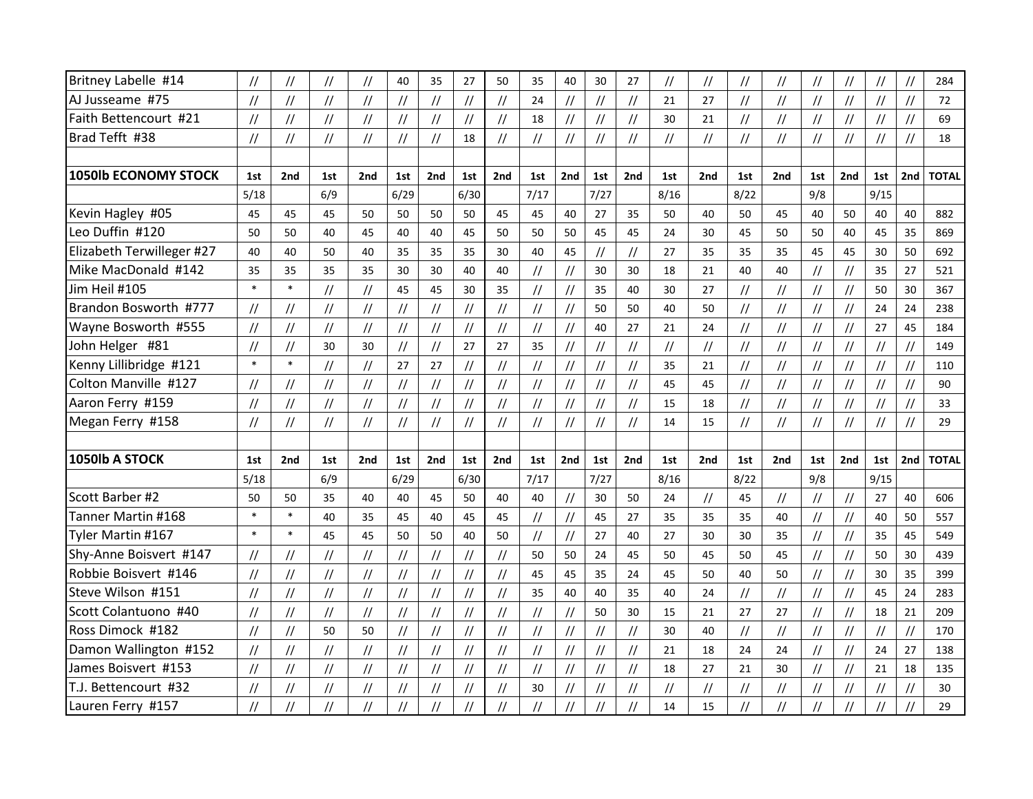| | | | | | | | | | | | | | | | | | | | | | |
|---|---|---|---|---|---|---|---|---|---|---|---|---|---|---|---|---|---|---|---|---|---|
| Britney Labelle #14 | // | // | // | // | 40 | 35 | 27 | 50 | 35 | 40 | 30 | 27 | // | // | // | // | // | // | // | // | 284 |
| AJ Jusseame #75 | // | // | // | // | // | // | // | // | 24 | // | // | // | 21 | 27 | // | // | // | // | // | // | 72 |
| Faith Bettencourt #21 | // | // | // | // | // | // | // | // | 18 | // | // | // | 30 | 21 | // | // | // | // | // | // | 69 |
| Brad Tefft #38 | // | // | // | // | // | // | 18 | // | // | // | // | // | // | // | // | // | // | // | // | // | 18 |
| | | | | | | | | | | | | | | | | | | | | | |
| **1050lb ECONOMY STOCK** | 1st | 2nd | 1st | 2nd | 1st | 2nd | 1st | 2nd | 1st | 2nd | 1st | 2nd | 1st | 2nd | 1st | 2nd | 1st | 2nd | 1st | 2nd | TOTAL |
| | 5/18 | | 6/9 | | 6/29 | | 6/30 | | 7/17 | | 7/27 | | 8/16 | | 8/22 | | 9/8 | | 9/15 | | |
| Kevin Hagley #05 | 45 | 45 | 45 | 50 | 50 | 50 | 50 | 45 | 45 | 40 | 27 | 35 | 50 | 40 | 50 | 45 | 40 | 50 | 40 | 40 | 882 |
| Leo Duffin #120 | 50 | 50 | 40 | 45 | 40 | 40 | 45 | 50 | 50 | 50 | 45 | 45 | 24 | 30 | 45 | 50 | 50 | 40 | 45 | 35 | 869 |
| Elizabeth Terwilleger #27 | 40 | 40 | 50 | 40 | 35 | 35 | 35 | 30 | 40 | 45 | // | // | 27 | 35 | 35 | 35 | 45 | 45 | 30 | 50 | 692 |
| Mike MacDonald #142 | 35 | 35 | 35 | 35 | 30 | 30 | 40 | 40 | // | // | 30 | 30 | 18 | 21 | 40 | 40 | // | // | 35 | 27 | 521 |
| Jim Heil #105 | * | * | // | // | 45 | 45 | 30 | 35 | // | // | 35 | 40 | 30 | 27 | // | // | // | // | 50 | 30 | 367 |
| Brandon Bosworth #777 | // | // | // | // | // | // | // | // | // | // | 50 | 50 | 40 | 50 | // | // | // | // | 24 | 24 | 238 |
| Wayne Bosworth #555 | // | // | // | // | // | // | // | // | // | // | 40 | 27 | 21 | 24 | // | // | // | // | 27 | 45 | 184 |
| John Helger #81 | // | // | 30 | 30 | // | // | 27 | 27 | 35 | // | // | // | // | // | // | // | // | // | // | // | 149 |
| Kenny Lillibridge #121 | * | * | // | // | 27 | 27 | // | // | // | // | // | // | 35 | 21 | // | // | // | // | // | // | 110 |
| Colton Manville #127 | // | // | // | // | // | // | // | // | // | // | // | // | 45 | 45 | // | // | // | // | // | // | 90 |
| Aaron Ferry #159 | // | // | // | // | // | // | // | // | // | // | // | // | 15 | 18 | // | // | // | // | // | // | 33 |
| Megan Ferry #158 | // | // | // | // | // | // | // | // | // | // | // | // | 14 | 15 | // | // | // | // | // | // | 29 |
| | | | | | | | | | | | | | | | | | | | | | |
| **1050lb A STOCK** | 1st | 2nd | 1st | 2nd | 1st | 2nd | 1st | 2nd | 1st | 2nd | 1st | 2nd | 1st | 2nd | 1st | 2nd | 1st | 2nd | 1st | 2nd | TOTAL |
| | 5/18 | | 6/9 | | 6/29 | | 6/30 | | 7/17 | | 7/27 | | 8/16 | | 8/22 | | 9/8 | | 9/15 | | |
| Scott Barber #2 | 50 | 50 | 35 | 40 | 40 | 45 | 50 | 40 | 40 | // | 30 | 50 | 24 | // | 45 | // | // | // | 27 | 40 | 606 |
| Tanner Martin #168 | * | * | 40 | 35 | 45 | 40 | 45 | 45 | // | // | 45 | 27 | 35 | 35 | 35 | 40 | // | // | 40 | 50 | 557 |
| Tyler Martin #167 | * | * | 45 | 45 | 50 | 50 | 40 | 50 | // | // | 27 | 40 | 27 | 30 | 30 | 35 | // | // | 35 | 45 | 549 |
| Shy-Anne Boisvert #147 | // | // | // | // | // | // | // | // | 50 | 50 | 24 | 45 | 50 | 45 | 50 | 45 | // | // | 50 | 30 | 439 |
| Robbie Boisvert #146 | // | // | // | // | // | // | // | // | 45 | 45 | 35 | 24 | 45 | 50 | 40 | 50 | // | // | 30 | 35 | 399 |
| Steve Wilson #151 | // | // | // | // | // | // | // | // | 35 | 40 | 40 | 35 | 40 | 24 | // | // | // | // | 45 | 24 | 283 |
| Scott Colantuono #40 | // | // | // | // | // | // | // | // | // | // | 50 | 30 | 15 | 21 | 27 | 27 | // | // | 18 | 21 | 209 |
| Ross Dimock #182 | // | // | 50 | 50 | // | // | // | // | // | // | // | // | 30 | 40 | // | // | // | // | // | // | 170 |
| Damon Wallington #152 | // | // | // | // | // | // | // | // | // | // | // | // | 21 | 18 | 24 | 24 | // | // | 24 | 27 | 138 |
| James Boisvert #153 | // | // | // | // | // | // | // | // | // | // | // | // | 18 | 27 | 21 | 30 | // | // | 21 | 18 | 135 |
| T.J. Bettencourt #32 | // | // | // | // | // | // | // | // | 30 | // | // | // | // | // | // | // | // | // | // | // | 30 |
| Lauren Ferry #157 | // | // | // | // | // | // | // | // | // | // | // | // | 14 | 15 | // | // | // | // | // | // | 29 |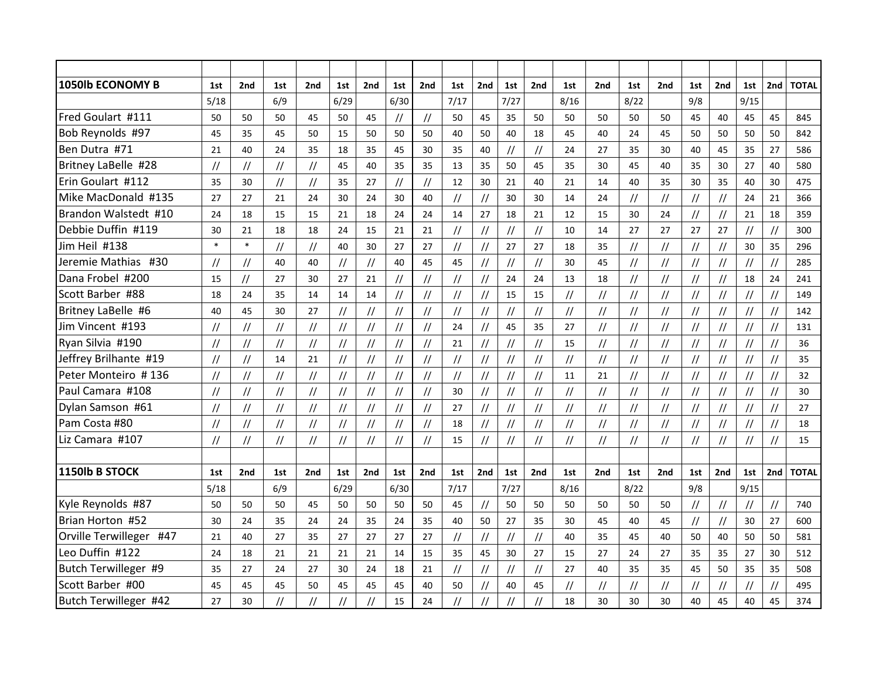| 1050lb ECONOMY B | 1st | 2nd | 1st | 2nd | 1st | 2nd | 1st | 2nd | 1st | 2nd | 1st | 2nd | 1st | 2nd | 1st | 2nd | 1st | 2nd | 1st | 2nd | TOTAL |
|---|---|---|---|---|---|---|---|---|---|---|---|---|---|---|---|---|---|---|---|---|---|
| | 5/18 | | 6/9 | | 6/29 | | 6/30 | | 7/17 | | 7/27 | | 8/16 | | 8/22 | | 9/8 | | 9/15 | | |
| Fred Goulart #111 | 50 | 50 | 50 | 45 | 50 | 45 | // | // | 50 | 45 | 35 | 50 | 50 | 50 | 50 | 50 | 45 | 40 | 45 | 45 | 845 |
| Bob Reynolds #97 | 45 | 35 | 45 | 50 | 15 | 50 | 50 | 50 | 40 | 50 | 40 | 18 | 45 | 40 | 24 | 45 | 50 | 50 | 50 | 50 | 842 |
| Ben Dutra #71 | 21 | 40 | 24 | 35 | 18 | 35 | 45 | 30 | 35 | 40 | // | // | 24 | 27 | 35 | 30 | 40 | 45 | 35 | 27 | 586 |
| Britney LaBelle #28 | // | // | // | // | 45 | 40 | 35 | 35 | 13 | 35 | 50 | 45 | 35 | 30 | 45 | 40 | 35 | 30 | 27 | 40 | 580 |
| Erin Goulart #112 | 35 | 30 | // | // | 35 | 27 | // | // | 12 | 30 | 21 | 40 | 21 | 14 | 40 | 35 | 30 | 35 | 40 | 30 | 475 |
| Mike MacDonald #135 | 27 | 27 | 21 | 24 | 30 | 24 | 30 | 40 | // | // | 30 | 30 | 14 | 24 | // | // | // | // | 24 | 21 | 366 |
| Brandon Walstedt #10 | 24 | 18 | 15 | 15 | 21 | 18 | 24 | 24 | 14 | 27 | 18 | 21 | 12 | 15 | 30 | 24 | // | // | 21 | 18 | 359 |
| Debbie Duffin #119 | 30 | 21 | 18 | 18 | 24 | 15 | 21 | 21 | // | // | // | // | 10 | 14 | 27 | 27 | 27 | 27 | // | // | 300 |
| Jim Heil #138 | * | * | // | // | 40 | 30 | 27 | 27 | // | // | 27 | 27 | 18 | 35 | // | // | // | // | 30 | 35 | 296 |
| Jeremie Mathias #30 | // | // | 40 | 40 | // | // | 40 | 45 | 45 | // | // | // | 30 | 45 | // | // | // | // | // | // | 285 |
| Dana Frobel #200 | 15 | // | 27 | 30 | 27 | 21 | // | // | // | // | 24 | 24 | 13 | 18 | // | // | // | // | 18 | 24 | 241 |
| Scott Barber #88 | 18 | 24 | 35 | 14 | 14 | 14 | // | // | // | // | 15 | 15 | // | // | // | // | // | // | // | // | 149 |
| Britney LaBelle #6 | 40 | 45 | 30 | 27 | // | // | // | // | // | // | // | // | // | // | // | // | // | // | // | // | 142 |
| Jim Vincent #193 | // | // | // | // | // | // | // | // | 24 | // | 45 | 35 | 27 | // | // | // | // | // | // | // | 131 |
| Ryan Silvia #190 | // | // | // | // | // | // | // | // | 21 | // | // | // | 15 | // | // | // | // | // | // | // | 36 |
| Jeffrey Brilhante #19 | // | // | 14 | 21 | // | // | // | // | // | // | // | // | // | // | // | // | // | // | // | // | 35 |
| Peter Monteiro # 136 | // | // | // | // | // | // | // | // | // | // | // | // | 11 | 21 | // | // | // | // | // | // | 32 |
| Paul Camara #108 | // | // | // | // | // | // | // | // | 30 | // | // | // | // | // | // | // | // | // | // | // | 30 |
| Dylan Samson #61 | // | // | // | // | // | // | // | // | 27 | // | // | // | // | // | // | // | // | // | // | // | 27 |
| Pam Costa #80 | // | // | // | // | // | // | // | // | 18 | // | // | // | // | // | // | // | // | // | // | // | 18 |
| Liz Camara #107 | // | // | // | // | // | // | // | // | 15 | // | // | // | // | // | // | // | // | // | // | // | 15 |

| 1150lb B STOCK | 1st | 2nd | 1st | 2nd | 1st | 2nd | 1st | 2nd | 1st | 2nd | 1st | 2nd | 1st | 2nd | 1st | 2nd | 1st | 2nd | 1st | 2nd | TOTAL |
|---|---|---|---|---|---|---|---|---|---|---|---|---|---|---|---|---|---|---|---|---|---|
| | 5/18 | | 6/9 | | 6/29 | | 6/30 | | 7/17 | | 7/27 | | 8/16 | | 8/22 | | 9/8 | | 9/15 | | |
| Kyle Reynolds #87 | 50 | 50 | 50 | 45 | 50 | 50 | 50 | 50 | 45 | // | 50 | 50 | 50 | 50 | 50 | 50 | // | // | // | // | 740 |
| Brian Horton #52 | 30 | 24 | 35 | 24 | 24 | 35 | 24 | 35 | 40 | 50 | 27 | 35 | 30 | 45 | 40 | 45 | // | // | 30 | 27 | 600 |
| Orville Terwilleger #47 | 21 | 40 | 27 | 35 | 27 | 27 | 27 | 27 | // | // | // | // | 40 | 35 | 45 | 40 | 50 | 40 | 50 | 50 | 581 |
| Leo Duffin #122 | 24 | 18 | 21 | 21 | 21 | 21 | 14 | 15 | 35 | 45 | 30 | 27 | 15 | 27 | 24 | 27 | 35 | 35 | 27 | 30 | 512 |
| Butch Terwilleger #9 | 35 | 27 | 24 | 27 | 30 | 24 | 18 | 21 | // | // | // | // | 27 | 40 | 35 | 35 | 45 | 50 | 35 | 35 | 508 |
| Scott Barber #00 | 45 | 45 | 45 | 50 | 45 | 45 | 45 | 40 | 50 | // | 40 | 45 | // | // | // | // | // | // | // | // | 495 |
| Butch Terwilleger #42 | 27 | 30 | // | // | // | // | 15 | 24 | // | // | // | // | 18 | 30 | 30 | 30 | 40 | 45 | 40 | 45 | 374 |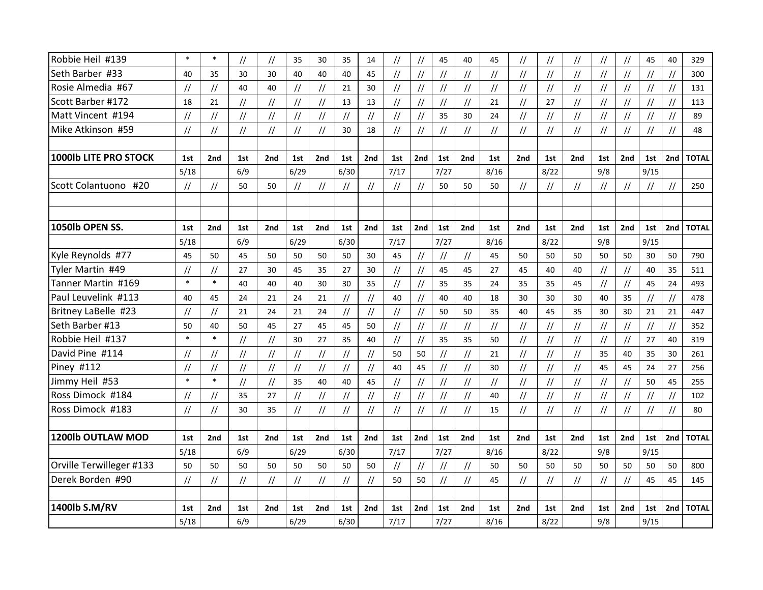| | | | | | | | | | | | | | | | | | | | | | |
|---|---|---|---|---|---|---|---|---|---|---|---|---|---|---|---|---|---|---|---|---|---|
| Robbie Heil #139 | * | * | // | // | 35 | 30 | 35 | 14 | // | // | 45 | 40 | 45 | // | // | // | // | // | 45 | 40 | 329 |
| Seth Barber #33 | 40 | 35 | 30 | 30 | 40 | 40 | 40 | 45 | // | // | // | // | // | // | // | // | // | // | // | // | 300 |
| Rosie Almedia #67 | // | // | 40 | 40 | // | // | 21 | 30 | // | // | // | // | // | // | // | // | // | // | // | // | 131 |
| Scott Barber #172 | 18 | 21 | // | // | // | // | 13 | 13 | // | // | // | // | 21 | // | 27 | // | // | // | // | // | 113 |
| Matt Vincent #194 | // | // | // | // | // | // | // | // | // | // | 35 | 30 | 24 | // | // | // | // | // | // | // | 89 |
| Mike Atkinson #59 | // | // | // | // | // | // | 30 | 18 | // | // | // | // | // | // | // | // | // | // | // | // | 48 |
| | | | | | | | | | | | | | | | | | | | | | |
| **1000lb LITE PRO STOCK** | 1st | 2nd | 1st | 2nd | 1st | 2nd | 1st | 2nd | 1st | 2nd | 1st | 2nd | 1st | 2nd | 1st | 2nd | 1st | 2nd | 1st | 2nd | TOTAL |
| | 5/18 | | 6/9 | | 6/29 | | 6/30 | | 7/17 | | 7/27 | | 8/16 | | 8/22 | | 9/8 | | 9/15 | | |
| Scott Colantuono #20 | // | // | 50 | 50 | // | // | // | // | // | // | 50 | 50 | 50 | // | // | // | // | // | // | // | 250 |
| | | | | | | | | | | | | | | | | | | | | | |
| | | | | | | | | | | | | | | | | | | | | | |
| **1050lb OPEN SS.** | 1st | 2nd | 1st | 2nd | 1st | 2nd | 1st | 2nd | 1st | 2nd | 1st | 2nd | 1st | 2nd | 1st | 2nd | 1st | 2nd | 1st | 2nd | TOTAL |
| | 5/18 | | 6/9 | | 6/29 | | 6/30 | | 7/17 | | 7/27 | | 8/16 | | 8/22 | | 9/8 | | 9/15 | | |
| Kyle Reynolds #77 | 45 | 50 | 45 | 50 | 50 | 50 | 50 | 30 | 45 | // | // | // | 45 | 50 | 50 | 50 | 50 | 50 | 30 | 50 | 790 |
| Tyler Martin #49 | // | // | 27 | 30 | 45 | 35 | 27 | 30 | // | // | 45 | 45 | 27 | 45 | 40 | 40 | // | // | 40 | 35 | 511 |
| Tanner Martin #169 | * | * | 40 | 40 | 40 | 30 | 30 | 35 | // | // | 35 | 35 | 24 | 35 | 35 | 45 | // | // | 45 | 24 | 493 |
| Paul Leuvelink #113 | 40 | 45 | 24 | 21 | 24 | 21 | // | // | 40 | // | 40 | 40 | 18 | 30 | 30 | 30 | 40 | 35 | // | // | 478 |
| Britney LaBelle #23 | // | // | 21 | 24 | 21 | 24 | // | // | // | // | 50 | 50 | 35 | 40 | 45 | 35 | 30 | 30 | 21 | 21 | 447 |
| Seth Barber #13 | 50 | 40 | 50 | 45 | 27 | 45 | 45 | 50 | // | // | // | // | // | // | // | // | // | // | // | // | 352 |
| Robbie Heil #137 | * | * | // | // | 30 | 27 | 35 | 40 | // | // | 35 | 35 | 50 | // | // | // | // | // | 27 | 40 | 319 |
| David Pine #114 | // | // | // | // | // | // | // | // | 50 | 50 | // | // | 21 | // | // | // | 35 | 40 | 35 | 30 | 261 |
| Piney #112 | // | // | // | // | // | // | // | // | 40 | 45 | // | // | 30 | // | // | // | 45 | 45 | 24 | 27 | 256 |
| Jimmy Heil #53 | * | * | // | // | 35 | 40 | 40 | 45 | // | // | // | // | // | // | // | // | // | // | 50 | 45 | 255 |
| Ross Dimock #184 | // | // | 35 | 27 | // | // | // | // | // | // | // | // | 40 | // | // | // | // | // | // | // | 102 |
| Ross Dimock #183 | // | // | 30 | 35 | // | // | // | // | // | // | // | // | 15 | // | // | // | // | // | // | // | 80 |
| | | | | | | | | | | | | | | | | | | | | | |
| **1200lb OUTLAW MOD** | 1st | 2nd | 1st | 2nd | 1st | 2nd | 1st | 2nd | 1st | 2nd | 1st | 2nd | 1st | 2nd | 1st | 2nd | 1st | 2nd | 1st | 2nd | TOTAL |
| | 5/18 | | 6/9 | | 6/29 | | 6/30 | | 7/17 | | 7/27 | | 8/16 | | 8/22 | | 9/8 | | 9/15 | | |
| Orville Terwilleger #133 | 50 | 50 | 50 | 50 | 50 | 50 | 50 | 50 | // | // | // | // | 50 | 50 | 50 | 50 | 50 | 50 | 50 | 50 | 800 |
| Derek Borden #90 | // | // | // | // | // | // | // | // | 50 | 50 | // | // | 45 | // | // | // | // | // | 45 | 45 | 145 |
| | | | | | | | | | | | | | | | | | | | | | |
| **1400lb S.M/RV** | 1st | 2nd | 1st | 2nd | 1st | 2nd | 1st | 2nd | 1st | 2nd | 1st | 2nd | 1st | 2nd | 1st | 2nd | 1st | 2nd | 1st | 2nd | TOTAL |
| | 5/18 | | 6/9 | | 6/29 | | 6/30 | | 7/17 | | 7/27 | | 8/16 | | 8/22 | | 9/8 | | 9/15 | | |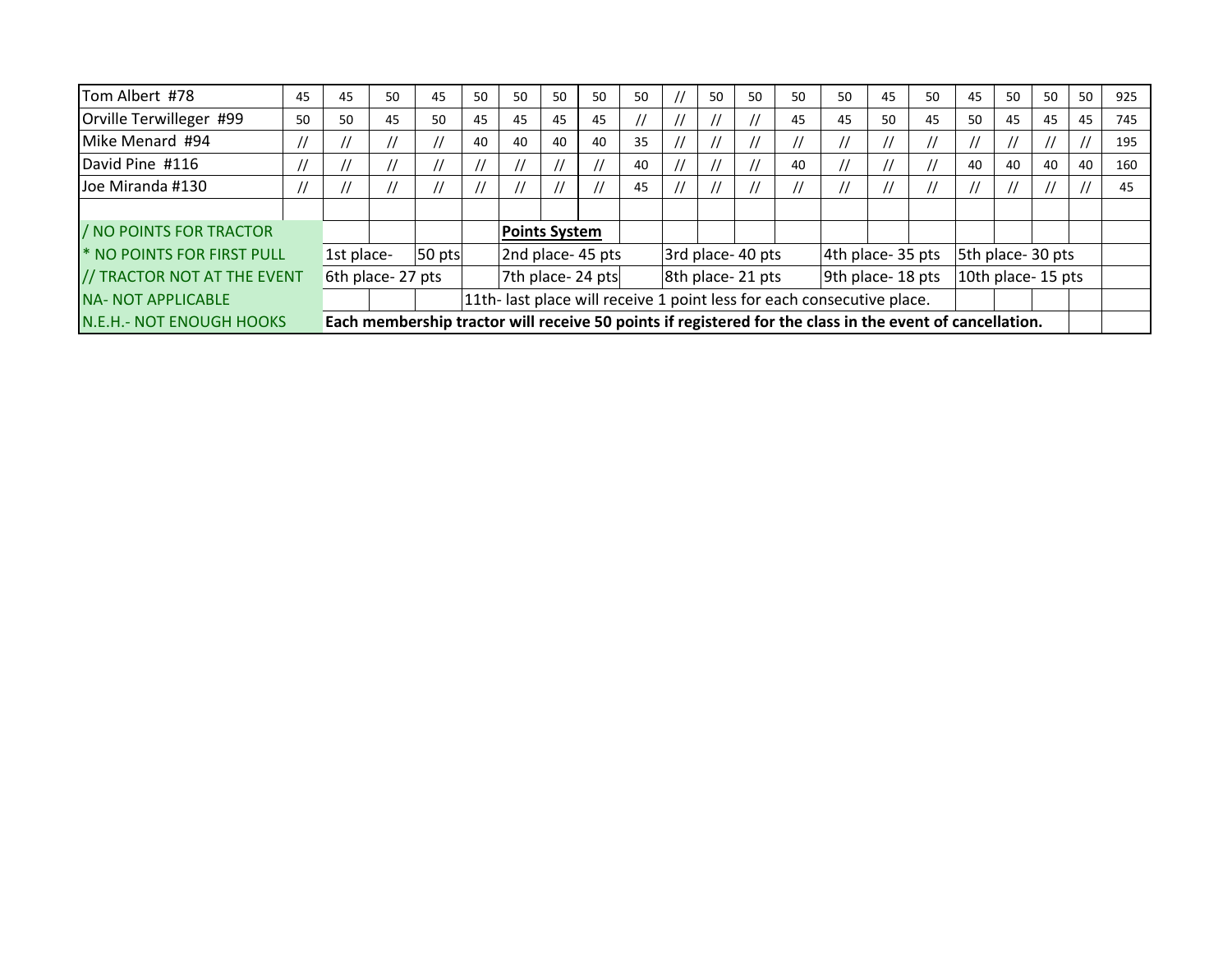| | | | | | | | | | | | | | | | | | | | | | |
|---|---|---|---|---|---|---|---|---|---|---|---|---|---|---|---|---|---|---|---|---|---|
| Tom Albert #78 | 45 | 45 | 50 | 45 | 50 | 50 | 50 | 50 | 50 | // | 50 | 50 | 50 | 50 | 45 | 50 | 45 | 50 | 50 | 50 | 925 |
| Orville Terwilleger #99 | 50 | 50 | 45 | 50 | 45 | 45 | 45 | 45 | // | // | // | // | 45 | 45 | 50 | 45 | 50 | 45 | 45 | 45 | 745 |
| Mike Menard #94 | // | // | // | // | 40 | 40 | 40 | 40 | 35 | // | // | // | // | // | // | // | // | // | // | // | 195 |
| David Pine #116 | // | // | // | // | // | // | // | // | 40 | // | // | // | 40 | // | // | // | 40 | 40 | 40 | 40 | 160 |
| Joe Miranda #130 | // | // | // | // | // | // | // | // | 45 | // | // | // | // | // | // | // | // | // | // | // | 45 |

/ NO POINTS FOR TRACTOR

* NO POINTS FOR FIRST PULL

// TRACTOR NOT AT THE EVENT

NA- NOT APPLICABLE

N.E.H.- NOT ENOUGH HOOKS

**Points System**

1st place- 50 pts | 2nd place- 45 pts | 3rd place- 40 pts | 4th place- 35 pts | 5th place- 30 pts

6th place- 27 pts | 7th place- 24 pts | 8th place- 21 pts | 9th place- 18 pts | 10th place- 15 pts

11th- last place will receive 1 point less for each consecutive place.

**Each membership tractor will receive 50 points if registered for the class in the event of cancellation.**